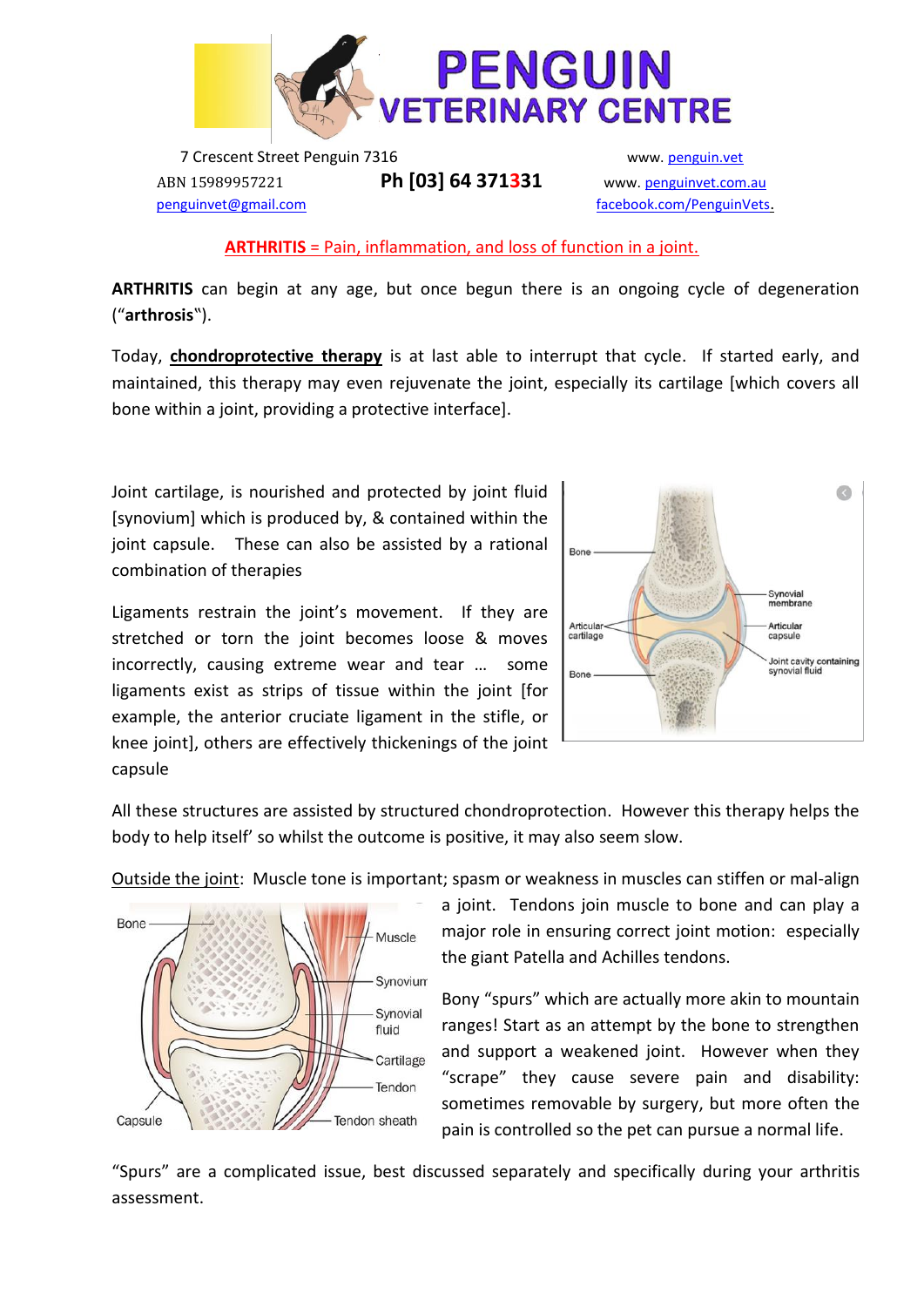# PENGUIN VETERINARY CENTRE

7 Crescent Street Penguin 7316 — www. penguin.vet

ABN 15989957221 — **Ph [03] 64 371331** — www. penguinvet.com.au

penguinvet@gmail.com — facebook.com/PenguinVets.

**ARTHRITIS** = Pain, inflammation, and loss of function in a joint.

**ARTHRITIS** can begin at any age, but once begun there is an ongoing cycle of degeneration ("**arthrosis**").

Today, **chondroprotective therapy** is at last able to interrupt that cycle. If started early, and maintained, this therapy may even rejuvenate the joint, especially its cartilage [which covers all bone within a joint, providing a protective interface].

Joint cartilage, is nourished and protected by joint fluid [synovium] which is produced by, & contained within the joint capsule. These can also be assisted by a rational combination of therapies

Ligaments restrain the joint's movement. If they are stretched or torn the joint becomes loose & moves incorrectly, causing extreme wear and tear … some ligaments exist as strips of tissue within the joint [for example, the anterior cruciate ligament in the stifle, or knee joint], others are effectively thickenings of the joint capsule

All these structures are assisted by structured chondroprotection. However this therapy helps the body to help itself' so whilst the outcome is positive, it may also seem slow.

Outside the joint: Muscle tone is important; spasm or weakness in muscles can stiffen or mal-align a joint. Tendons join muscle to bone and can play a major role in ensuring correct joint motion: especially the giant Patella and Achilles tendons.

Bony "spurs" which are actually more akin to mountain ranges! Start as an attempt by the bone to strengthen and support a weakened joint. However when they "scrape" they cause severe pain and disability: sometimes removable by surgery, but more often the pain is controlled so the pet can pursue a normal life.

"Spurs" are a complicated issue, best discussed separately and specifically during your arthritis assessment.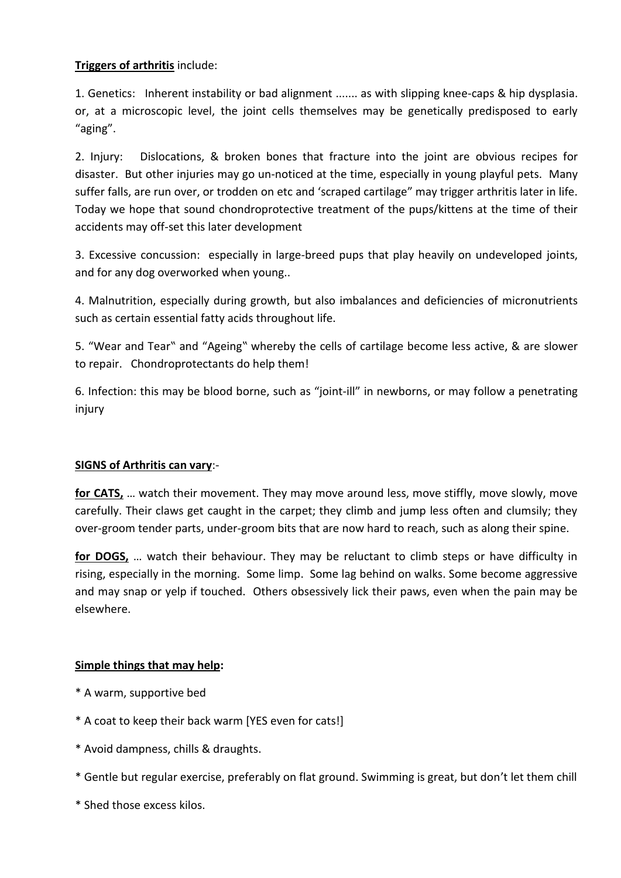**<u>Triggers of arthritis</u>** include:

1. Genetics: Inherent instability or bad alignment ....... as with slipping knee-caps & hip dysplasia. or, at a microscopic level, the joint cells themselves may be genetically predisposed to early "aging".

2. Injury: Dislocations, & broken bones that fracture into the joint are obvious recipes for disaster. But other injuries may go un-noticed at the time, especially in young playful pets. Many suffer falls, are run over, or trodden on etc and 'scraped cartilage" may trigger arthritis later in life. Today we hope that sound chondroprotective treatment of the pups/kittens at the time of their accidents may off-set this later development

3. Excessive concussion: especially in large-breed pups that play heavily on undeveloped joints, and for any dog overworked when young..

4. Malnutrition, especially during growth, but also imbalances and deficiencies of micronutrients such as certain essential fatty acids throughout life.

5. "Wear and Tear" and "Ageing" whereby the cells of cartilage become less active, & are slower to repair. Chondroprotectants do help them!

6. Infection: this may be blood borne, such as "joint-ill" in newborns, or may follow a penetrating injury

**<u>SIGNS of Arthritis can vary</u>**:-

**<u>for CATS,</u>** … watch their movement. They may move around less, move stiffly, move slowly, move carefully. Their claws get caught in the carpet; they climb and jump less often and clumsily; they over-groom tender parts, under-groom bits that are now hard to reach, such as along their spine.

**<u>for DOGS,</u>** … watch their behaviour. They may be reluctant to climb steps or have difficulty in rising, especially in the morning. Some limp. Some lag behind on walks. Some become aggressive and may snap or yelp if touched. Others obsessively lick their paws, even when the pain may be elsewhere.

**<u>Simple things that may help</u>:**

* A warm, supportive bed
* A coat to keep their back warm [YES even for cats!]
* Avoid dampness, chills & draughts.
* Gentle but regular exercise, preferably on flat ground. Swimming is great, but don't let them chill
* Shed those excess kilos.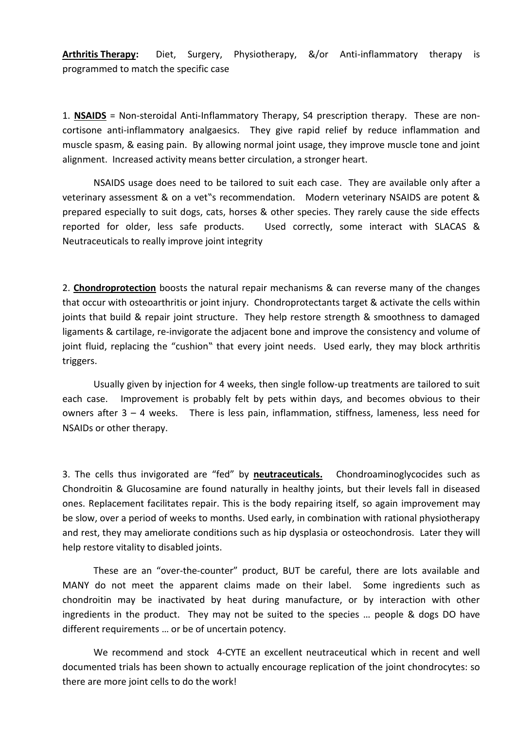**Arthritis Therapy:** Diet, Surgery, Physiotherapy, &/or Anti-inflammatory therapy is programmed to match the specific case

1. **NSAIDS** = Non-steroidal Anti-Inflammatory Therapy, S4 prescription therapy. These are non-cortisone anti-inflammatory analgaesics. They give rapid relief by reduce inflammation and muscle spasm, & easing pain. By allowing normal joint usage, they improve muscle tone and joint alignment. Increased activity means better circulation, a stronger heart.

NSAIDS usage does need to be tailored to suit each case. They are available only after a veterinary assessment & on a vet‟s recommendation. Modern veterinary NSAIDS are potent & prepared especially to suit dogs, cats, horses & other species. They rarely cause the side effects reported for older, less safe products. Used correctly, some interact with SLACAS & Neutraceuticals to really improve joint integrity

2. **Chondroprotection** boosts the natural repair mechanisms & can reverse many of the changes that occur with osteoarthritis or joint injury. Chondroprotectants target & activate the cells within joints that build & repair joint structure. They help restore strength & smoothness to damaged ligaments & cartilage, re-invigorate the adjacent bone and improve the consistency and volume of joint fluid, replacing the "cushion‟ that every joint needs. Used early, they may block arthritis triggers.

Usually given by injection for 4 weeks, then single follow-up treatments are tailored to suit each case. Improvement is probably felt by pets within days, and becomes obvious to their owners after 3 – 4 weeks. There is less pain, inflammation, stiffness, lameness, less need for NSAIDs or other therapy.

3. The cells thus invigorated are "fed" by **neutraceuticals.** Chondroaminoglycocides such as Chondroitin & Glucosamine are found naturally in healthy joints, but their levels fall in diseased ones. Replacement facilitates repair. This is the body repairing itself, so again improvement may be slow, over a period of weeks to months. Used early, in combination with rational physiotherapy and rest, they may ameliorate conditions such as hip dysplasia or osteochondrosis. Later they will help restore vitality to disabled joints.

These are an "over-the-counter" product, BUT be careful, there are lots available and MANY do not meet the apparent claims made on their label. Some ingredients such as chondroitin may be inactivated by heat during manufacture, or by interaction with other ingredients in the product. They may not be suited to the species … people & dogs DO have different requirements … or be of uncertain potency.

We recommend and stock 4-CYTE an excellent neutraceutical which in recent and well documented trials has been shown to actually encourage replication of the joint chondrocytes: so there are more joint cells to do the work!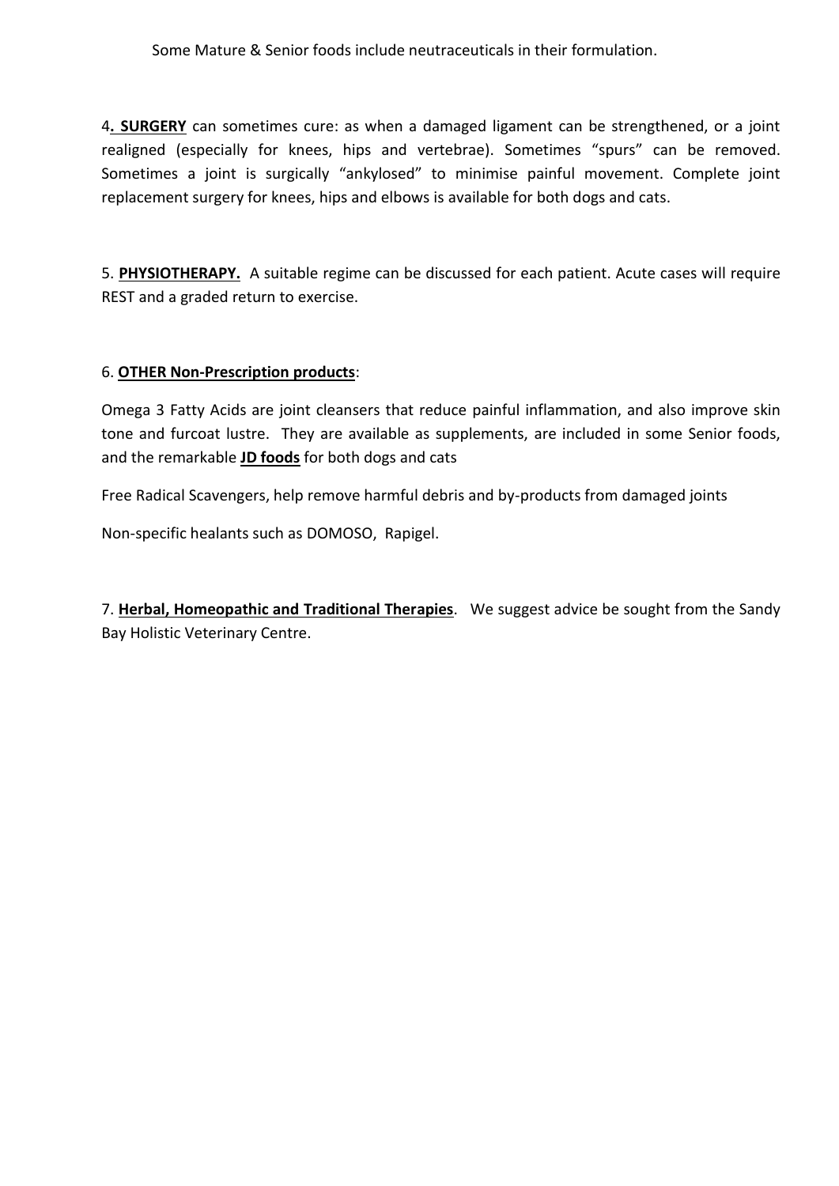Some Mature & Senior foods include neutraceuticals in their formulation.

4**. SURGERY** can sometimes cure: as when a damaged ligament can be strengthened, or a joint realigned (especially for knees, hips and vertebrae). Sometimes “spurs” can be removed. Sometimes a joint is surgically “ankylosed” to minimise painful movement. Complete joint replacement surgery for knees, hips and elbows is available for both dogs and cats.

5. **PHYSIOTHERAPY.** A suitable regime can be discussed for each patient. Acute cases will require REST and a graded return to exercise.

6. **OTHER Non-Prescription products**:

Omega 3 Fatty Acids are joint cleansers that reduce painful inflammation, and also improve skin tone and furcoat lustre. They are available as supplements, are included in some Senior foods, and the remarkable **JD foods** for both dogs and cats

Free Radical Scavengers, help remove harmful debris and by-products from damaged joints

Non-specific healants such as DOMOSO, Rapigel.

7. **Herbal, Homeopathic and Traditional Therapies**. We suggest advice be sought from the Sandy Bay Holistic Veterinary Centre.